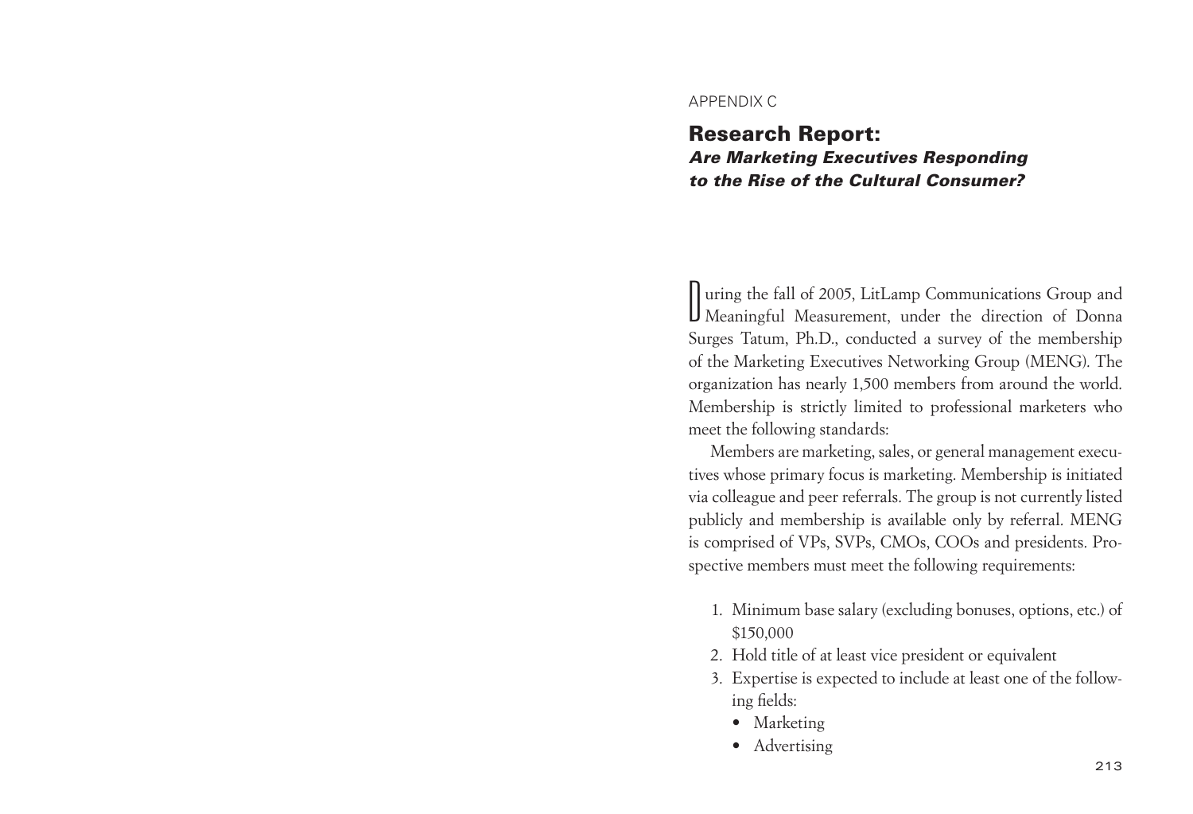APPENDIX C

# Research Report:
## *Are Marketing Executives Responding to the Rise of the Cultural Consumer?*

During the fall of 2005, LitLamp Communications Group and Meaningful Measurement, under the direction of Donna Surges Tatum, Ph.D., conducted a survey of the membership of the Marketing Executives Networking Group (MENG). The organization has nearly 1,500 members from around the world. Membership is strictly limited to professional marketers who meet the following standards:

Members are marketing, sales, or general management executives whose primary focus is marketing. Membership is initiated via colleague and peer referrals. The group is not currently listed publicly and membership is available only by referral. MENG is comprised of VPs, SVPs, CMOs, COOs and presidents. Prospective members must meet the following requirements:

1. Minimum base salary (excluding bonuses, options, etc.) of $150,000
2. Hold title of at least vice president or equivalent
3. Expertise is expected to include at least one of the following fields:
   - Marketing
   - Advertising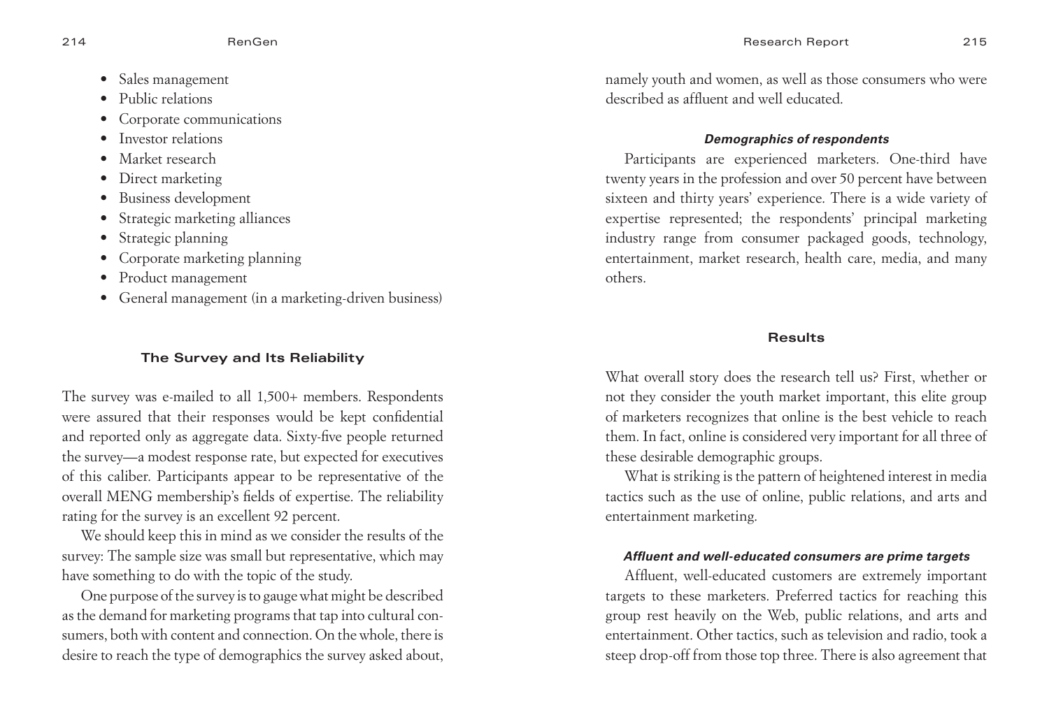- Sales management
- Public relations
- Corporate communications
- Investor relations
- Market research
- Direct marketing
- Business development
- Strategic marketing alliances
- Strategic planning
- Corporate marketing planning
- Product management
- General management (in a marketing-driven business)

## The Survey and Its Reliability

The survey was e-mailed to all 1,500+ members. Respondents were assured that their responses would be kept confidential and reported only as aggregate data. Sixty-five people returned the survey—a modest response rate, but expected for executives of this caliber. Participants appear to be representative of the overall MENG membership's fields of expertise. The reliability rating for the survey is an excellent 92 percent.

We should keep this in mind as we consider the results of the survey: The sample size was small but representative, which may have something to do with the topic of the study.

One purpose of the survey is to gauge what might be described as the demand for marketing programs that tap into cultural consumers, both with content and connection. On the whole, there is desire to reach the type of demographics the survey asked about, namely youth and women, as well as those consumers who were described as affluent and well educated.

### *Demographics of respondents*

Participants are experienced marketers. One-third have twenty years in the profession and over 50 percent have between sixteen and thirty years' experience. There is a wide variety of expertise represented; the respondents' principal marketing industry range from consumer packaged goods, technology, entertainment, market research, health care, media, and many others.

## Results

What overall story does the research tell us? First, whether or not they consider the youth market important, this elite group of marketers recognizes that online is the best vehicle to reach them. In fact, online is considered very important for all three of these desirable demographic groups.

What is striking is the pattern of heightened interest in media tactics such as the use of online, public relations, and arts and entertainment marketing.

### *Affluent and well-educated consumers are prime targets*

Affluent, well-educated customers are extremely important targets to these marketers. Preferred tactics for reaching this group rest heavily on the Web, public relations, and arts and entertainment. Other tactics, such as television and radio, took a steep drop-off from those top three. There is also agreement that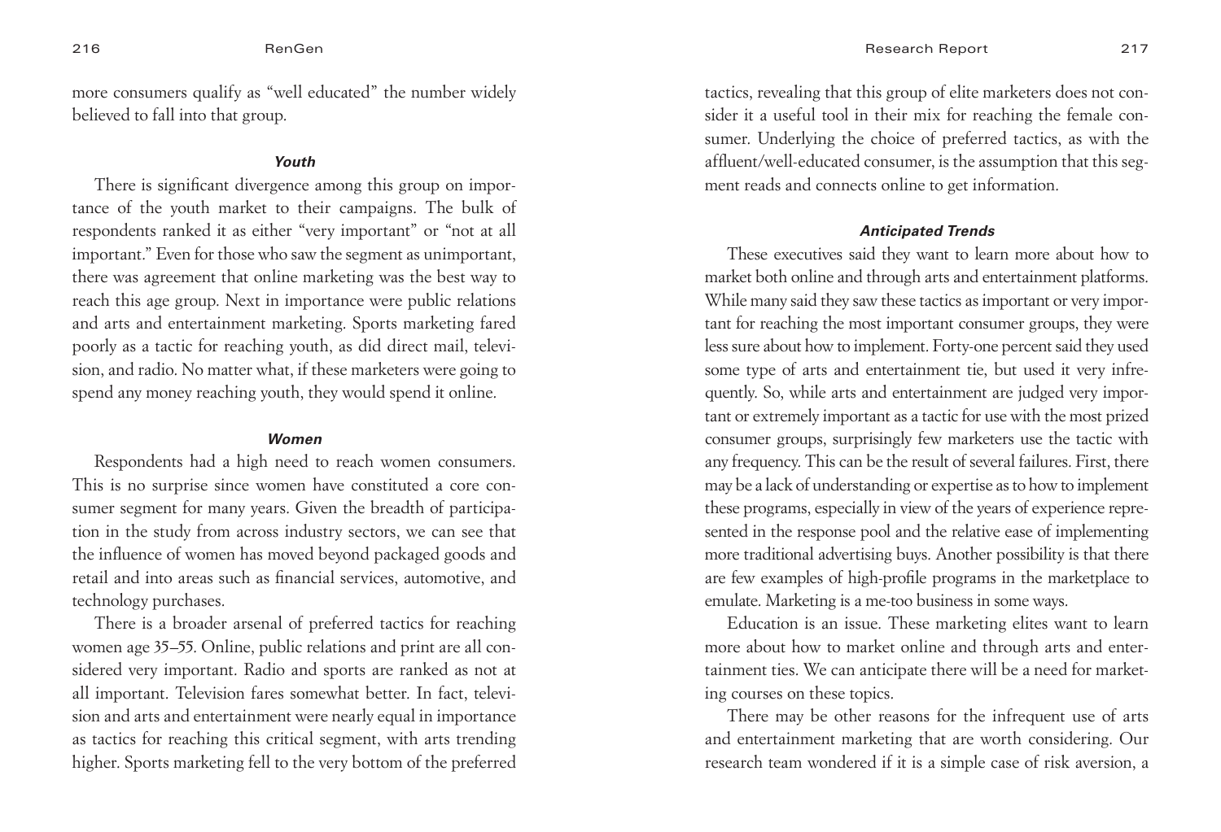more consumers qualify as "well educated" the number widely believed to fall into that group.

#### *Youth*

There is significant divergence among this group on importance of the youth market to their campaigns. The bulk of respondents ranked it as either "very important" or "not at all important." Even for those who saw the segment as unimportant, there was agreement that online marketing was the best way to reach this age group. Next in importance were public relations and arts and entertainment marketing. Sports marketing fared poorly as a tactic for reaching youth, as did direct mail, television, and radio. No matter what, if these marketers were going to spend any money reaching youth, they would spend it online.

#### *Women*

Respondents had a high need to reach women consumers. This is no surprise since women have constituted a core consumer segment for many years. Given the breadth of participation in the study from across industry sectors, we can see that the influence of women has moved beyond packaged goods and retail and into areas such as financial services, automotive, and technology purchases.

There is a broader arsenal of preferred tactics for reaching women age 35–55. Online, public relations and print are all considered very important. Radio and sports are ranked as not at all important. Television fares somewhat better. In fact, television and arts and entertainment were nearly equal in importance as tactics for reaching this critical segment, with arts trending higher. Sports marketing fell to the very bottom of the preferred tactics, revealing that this group of elite marketers does not consider it a useful tool in their mix for reaching the female consumer. Underlying the choice of preferred tactics, as with the affluent/well-educated consumer, is the assumption that this segment reads and connects online to get information.

#### *Anticipated Trends*

These executives said they want to learn more about how to market both online and through arts and entertainment platforms. While many said they saw these tactics as important or very important for reaching the most important consumer groups, they were less sure about how to implement. Forty-one percent said they used some type of arts and entertainment tie, but used it very infrequently. So, while arts and entertainment are judged very important or extremely important as a tactic for use with the most prized consumer groups, surprisingly few marketers use the tactic with any frequency. This can be the result of several failures. First, there may be a lack of understanding or expertise as to how to implement these programs, especially in view of the years of experience represented in the response pool and the relative ease of implementing more traditional advertising buys. Another possibility is that there are few examples of high-profile programs in the marketplace to emulate. Marketing is a me-too business in some ways.

Education is an issue. These marketing elites want to learn more about how to market online and through arts and entertainment ties. We can anticipate there will be a need for marketing courses on these topics.

There may be other reasons for the infrequent use of arts and entertainment marketing that are worth considering. Our research team wondered if it is a simple case of risk aversion, a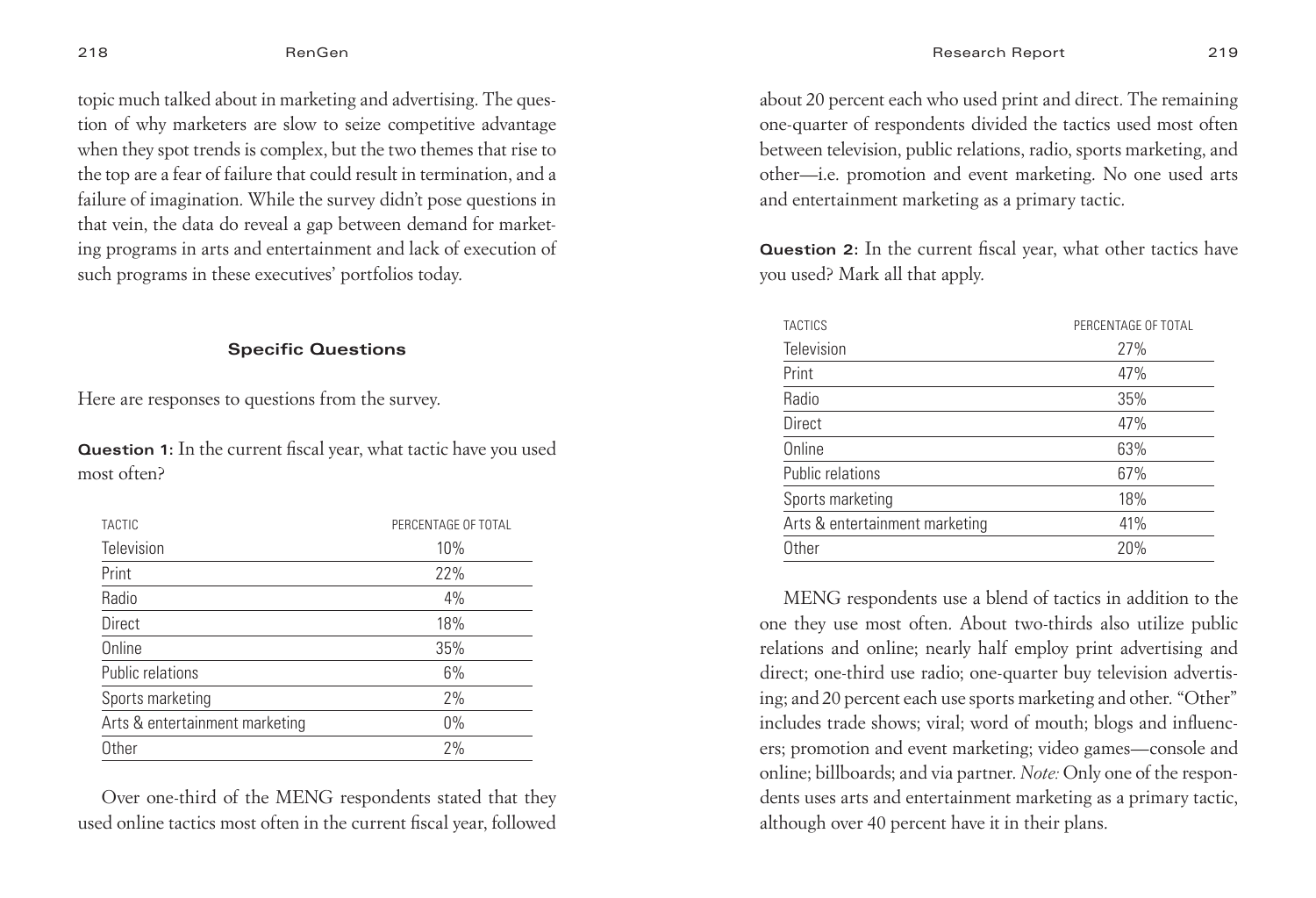topic much talked about in marketing and advertising. The question of why marketers are slow to seize competitive advantage when they spot trends is complex, but the two themes that rise to the top are a fear of failure that could result in termination, and a failure of imagination. While the survey didn't pose questions in that vein, the data do reveal a gap between demand for marketing programs in arts and entertainment and lack of execution of such programs in these executives' portfolios today.

### Specific Questions

Here are responses to questions from the survey.

**Question 1:** In the current fiscal year, what tactic have you used most often?

| TACTIC | PERCENTAGE OF TOTAL |
| --- | --- |
| Television | 10% |
| Print | 22% |
| Radio | 4% |
| Direct | 18% |
| Online | 35% |
| Public relations | 6% |
| Sports marketing | 2% |
| Arts & entertainment marketing | 0% |
| Other | 2% |

Over one-third of the MENG respondents stated that they used online tactics most often in the current fiscal year, followed about 20 percent each who used print and direct. The remaining one-quarter of respondents divided the tactics used most often between television, public relations, radio, sports marketing, and other—i.e. promotion and event marketing. No one used arts and entertainment marketing as a primary tactic.

**Question 2:** In the current fiscal year, what other tactics have you used? Mark all that apply.

| TACTICS | PERCENTAGE OF TOTAL |
| --- | --- |
| Television | 27% |
| Print | 47% |
| Radio | 35% |
| Direct | 47% |
| Online | 63% |
| Public relations | 67% |
| Sports marketing | 18% |
| Arts & entertainment marketing | 41% |
| Other | 20% |

MENG respondents use a blend of tactics in addition to the one they use most often. About two-thirds also utilize public relations and online; nearly half employ print advertising and direct; one-third use radio; one-quarter buy television advertising; and 20 percent each use sports marketing and other. "Other" includes trade shows; viral; word of mouth; blogs and influencers; promotion and event marketing; video games—console and online; billboards; and via partner. *Note:* Only one of the respondents uses arts and entertainment marketing as a primary tactic, although over 40 percent have it in their plans.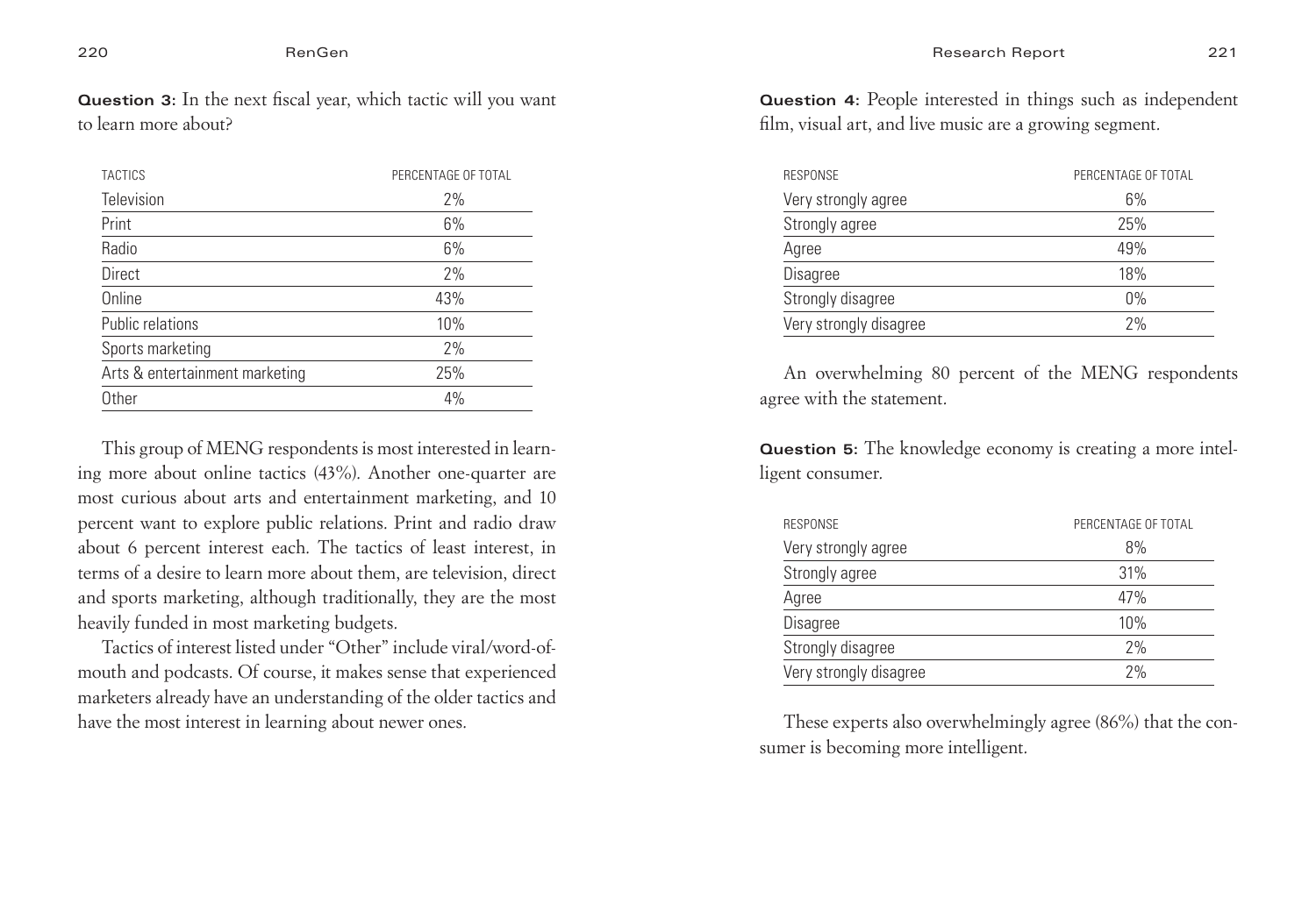**Question 3:** In the next fiscal year, which tactic will you want to learn more about?

| TACTICS | PERCENTAGE OF TOTAL |
|---|---|
| Television | 2% |
| Print | 6% |
| Radio | 6% |
| Direct | 2% |
| Online | 43% |
| Public relations | 10% |
| Sports marketing | 2% |
| Arts & entertainment marketing | 25% |
| Other | 4% |

This group of MENG respondents is most interested in learning more about online tactics (43%). Another one-quarter are most curious about arts and entertainment marketing, and 10 percent want to explore public relations. Print and radio draw about 6 percent interest each. The tactics of least interest, in terms of a desire to learn more about them, are television, direct and sports marketing, although traditionally, they are the most heavily funded in most marketing budgets.

Tactics of interest listed under "Other" include viral/word-of-mouth and podcasts. Of course, it makes sense that experienced marketers already have an understanding of the older tactics and have the most interest in learning about newer ones.

**Question 4:** People interested in things such as independent film, visual art, and live music are a growing segment.

| RESPONSE | PERCENTAGE OF TOTAL |
|---|---|
| Very strongly agree | 6% |
| Strongly agree | 25% |
| Agree | 49% |
| Disagree | 18% |
| Strongly disagree | 0% |
| Very strongly disagree | 2% |

An overwhelming 80 percent of the MENG respondents agree with the statement.

**Question 5:** The knowledge economy is creating a more intelligent consumer.

| RESPONSE | PERCENTAGE OF TOTAL |
|---|---|
| Very strongly agree | 8% |
| Strongly agree | 31% |
| Agree | 47% |
| Disagree | 10% |
| Strongly disagree | 2% |
| Very strongly disagree | 2% |

These experts also overwhelmingly agree (86%) that the consumer is becoming more intelligent.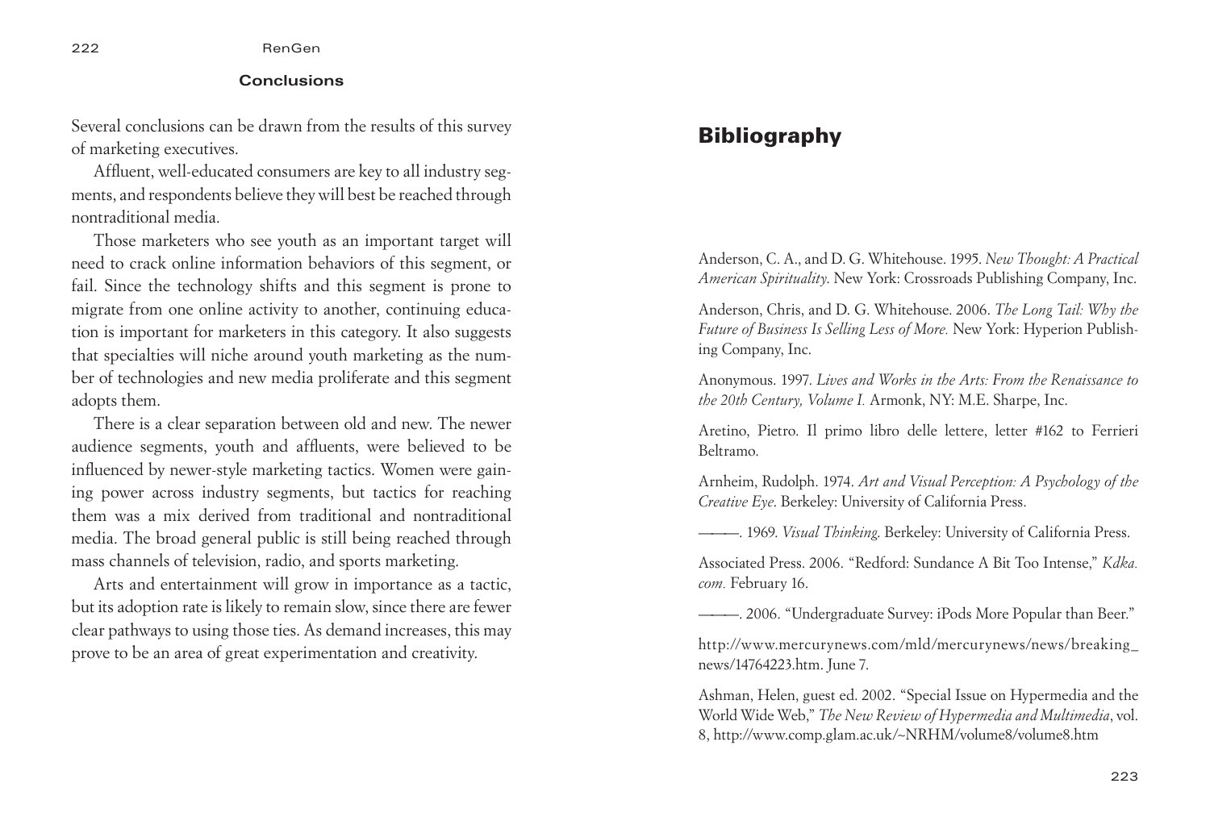### Conclusions

Several conclusions can be drawn from the results of this survey of marketing executives.

Affluent, well-educated consumers are key to all industry segments, and respondents believe they will best be reached through nontraditional media.

Those marketers who see youth as an important target will need to crack online information behaviors of this segment, or fail. Since the technology shifts and this segment is prone to migrate from one online activity to another, continuing education is important for marketers in this category. It also suggests that specialties will niche around youth marketing as the number of technologies and new media proliferate and this segment adopts them.

There is a clear separation between old and new. The newer audience segments, youth and affluents, were believed to be influenced by newer-style marketing tactics. Women were gaining power across industry segments, but tactics for reaching them was a mix derived from traditional and nontraditional media. The broad general public is still being reached through mass channels of television, radio, and sports marketing.

Arts and entertainment will grow in importance as a tactic, but its adoption rate is likely to remain slow, since there are fewer clear pathways to using those ties. As demand increases, this may prove to be an area of great experimentation and creativity.

# Bibliography

Anderson, C. A., and D. G. Whitehouse. 1995. *New Thought: A Practical American Spirituality*. New York: Crossroads Publishing Company, Inc.

Anderson, Chris, and D. G. Whitehouse. 2006. *The Long Tail: Why the Future of Business Is Selling Less of More.* New York: Hyperion Publishing Company, Inc.

Anonymous. 1997. *Lives and Works in the Arts: From the Renaissance to the 20th Century, Volume I.* Armonk, NY: M.E. Sharpe, Inc.

Aretino, Pietro. Il primo libro delle lettere, letter #162 to Ferrieri Beltramo.

Arnheim, Rudolph. 1974. *Art and Visual Perception: A Psychology of the Creative Eye*. Berkeley: University of California Press.

———. 1969. *Visual Thinking*. Berkeley: University of California Press.

Associated Press. 2006. "Redford: Sundance A Bit Too Intense," *Kdka.com.* February 16.

———. 2006. "Undergraduate Survey: iPods More Popular than Beer."

http://www.mercurynews.com/mld/mercurynews/news/breaking_news/14764223.htm. June 7.

Ashman, Helen, guest ed. 2002. "Special Issue on Hypermedia and the World Wide Web," *The New Review of Hypermedia and Multimedia*, vol. 8, http://www.comp.glam.ac.uk/~NRHM/volume8/volume8.htm